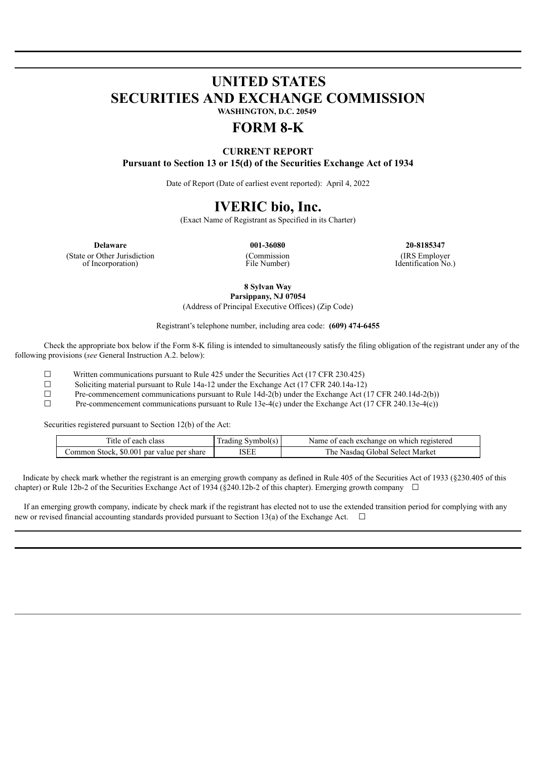# UNITED STATES
# SECURITIES AND EXCHANGE COMMISSION

**WASHINGTON, D.C. 20549**

# FORM 8-K

**CURRENT REPORT**
**Pursuant to Section 13 or 15(d) of the Securities Exchange Act of 1934**

Date of Report (Date of earliest event reported): April 4, 2022

# IVERIC bio, Inc.

(Exact Name of Registrant as Specified in its Charter)

| **Delaware** | **001-36080** | **20-8185347** |
|---|---|---|
| (State or Other Jurisdiction of Incorporation) | (Commission File Number) | (IRS Employer Identification No.) |

**8 Sylvan Way**
**Parsippany, NJ 07054**
(Address of Principal Executive Offices) (Zip Code)

Registrant's telephone number, including area code: **(609) 474-6455**

Check the appropriate box below if the Form 8-K filing is intended to simultaneously satisfy the filing obligation of the registrant under any of the following provisions (*see* General Instruction A.2. below):

☐ Written communications pursuant to Rule 425 under the Securities Act (17 CFR 230.425)

☐ Soliciting material pursuant to Rule 14a-12 under the Exchange Act (17 CFR 240.14a-12)

☐ Pre-commencement communications pursuant to Rule 14d-2(b) under the Exchange Act (17 CFR 240.14d-2(b))

☐ Pre-commencement communications pursuant to Rule 13e-4(c) under the Exchange Act (17 CFR 240.13e-4(c))

Securities registered pursuant to Section 12(b) of the Act:

| Title of each class | Trading Symbol(s) | Name of each exchange on which registered |
|---|---|---|
| Common Stock, $0.001 par value per share | ISEE | The Nasdaq Global Select Market |

Indicate by check mark whether the registrant is an emerging growth company as defined in Rule 405 of the Securities Act of 1933 (§230.405 of this chapter) or Rule 12b-2 of the Securities Exchange Act of 1934 (§240.12b-2 of this chapter). Emerging growth company ☐

If an emerging growth company, indicate by check mark if the registrant has elected not to use the extended transition period for complying with any new or revised financial accounting standards provided pursuant to Section 13(a) of the Exchange Act. ☐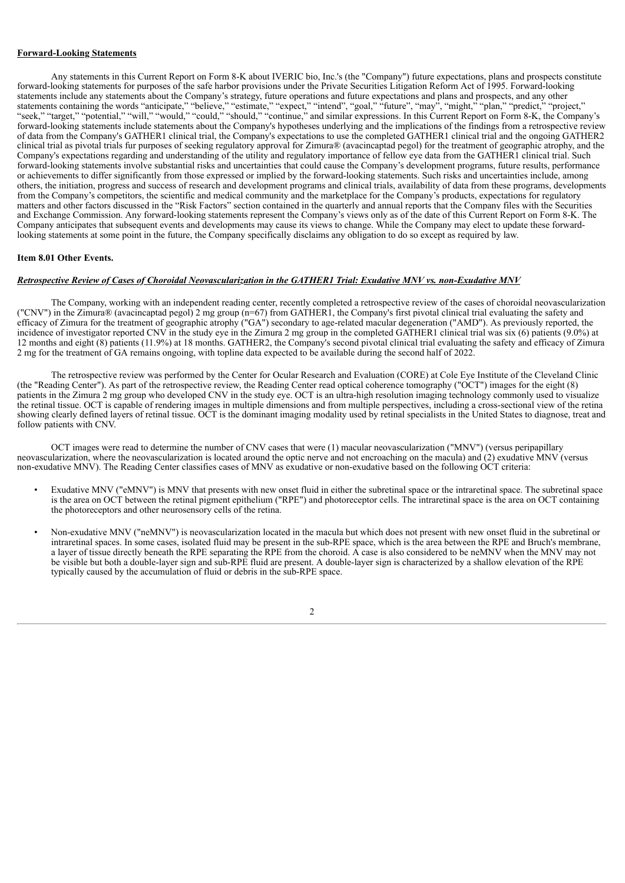**Forward-Looking Statements**

Any statements in this Current Report on Form 8-K about IVERIC bio, Inc.'s (the "Company") future expectations, plans and prospects constitute forward-looking statements for purposes of the safe harbor provisions under the Private Securities Litigation Reform Act of 1995. Forward-looking statements include any statements about the Company's strategy, future operations and future expectations and plans and prospects, and any other statements containing the words "anticipate," "believe," "estimate," "expect," "intend", "goal," "future", "may", "might," "plan," "predict," "project," "seek," "target," "potential," "will," "would," "could," "should," "continue," and similar expressions. In this Current Report on Form 8-K, the Company's forward-looking statements include statements about the Company's hypotheses underlying and the implications of the findings from a retrospective review of data from the Company's GATHER1 clinical trial, the Company's expectations to use the completed GATHER1 clinical trial and the ongoing GATHER2 clinical trial as pivotal trials fur purposes of seeking regulatory approval for Zimura® (avacincaptad pegol) for the treatment of geographic atrophy, and the Company's expectations regarding and understanding of the utility and regulatory importance of fellow eye data from the GATHER1 clinical trial. Such forward-looking statements involve substantial risks and uncertainties that could cause the Company's development programs, future results, performance or achievements to differ significantly from those expressed or implied by the forward-looking statements. Such risks and uncertainties include, among others, the initiation, progress and success of research and development programs and clinical trials, availability of data from these programs, developments from the Company's competitors, the scientific and medical community and the marketplace for the Company's products, expectations for regulatory matters and other factors discussed in the "Risk Factors" section contained in the quarterly and annual reports that the Company files with the Securities and Exchange Commission. Any forward-looking statements represent the Company's views only as of the date of this Current Report on Form 8-K. The Company anticipates that subsequent events and developments may cause its views to change. While the Company may elect to update these forward-looking statements at some point in the future, the Company specifically disclaims any obligation to do so except as required by law.

**Item 8.01 Other Events.**

***Retrospective Review of Cases of Choroidal Neovascularization in the GATHER1 Trial: Exudative MNV vs. non-Exudative MNV***

The Company, working with an independent reading center, recently completed a retrospective review of the cases of choroidal neovascularization ("CNV") in the Zimura® (avacincaptad pegol) 2 mg group (n=67) from GATHER1, the Company's first pivotal clinical trial evaluating the safety and efficacy of Zimura for the treatment of geographic atrophy ("GA") secondary to age-related macular degeneration ("AMD"). As previously reported, the incidence of investigator reported CNV in the study eye in the Zimura 2 mg group in the completed GATHER1 clinical trial was six (6) patients (9.0%) at 12 months and eight (8) patients (11.9%) at 18 months. GATHER2, the Company's second pivotal clinical trial evaluating the safety and efficacy of Zimura 2 mg for the treatment of GA remains ongoing, with topline data expected to be available during the second half of 2022.

The retrospective review was performed by the Center for Ocular Research and Evaluation (CORE) at Cole Eye Institute of the Cleveland Clinic (the "Reading Center"). As part of the retrospective review, the Reading Center read optical coherence tomography ("OCT") images for the eight (8) patients in the Zimura 2 mg group who developed CNV in the study eye. OCT is an ultra-high resolution imaging technology commonly used to visualize the retinal tissue. OCT is capable of rendering images in multiple dimensions and from multiple perspectives, including a cross-sectional view of the retina showing clearly defined layers of retinal tissue. OCT is the dominant imaging modality used by retinal specialists in the United States to diagnose, treat and follow patients with CNV.

OCT images were read to determine the number of CNV cases that were (1) macular neovascularization ("MNV") (versus peripapillary neovascularization, where the neovascularization is located around the optic nerve and not encroaching on the macula) and (2) exudative MNV (versus non-exudative MNV). The Reading Center classifies cases of MNV as exudative or non-exudative based on the following OCT criteria:

- Exudative MNV ("eMNV") is MNV that presents with new onset fluid in either the subretinal space or the intraretinal space. The subretinal space is the area on OCT between the retinal pigment epithelium ("RPE") and photoreceptor cells. The intraretinal space is the area on OCT containing the photoreceptors and other neurosensory cells of the retina.
- Non-exudative MNV ("neMNV") is neovascularization located in the macula but which does not present with new onset fluid in the subretinal or intraretinal spaces. In some cases, isolated fluid may be present in the sub-RPE space, which is the area between the RPE and Bruch's membrane, a layer of tissue directly beneath the RPE separating the RPE from the choroid. A case is also considered to be neMNV when the MNV may not be visible but both a double-layer sign and sub-RPE fluid are present. A double-layer sign is characterized by a shallow elevation of the RPE typically caused by the accumulation of fluid or debris in the sub-RPE space.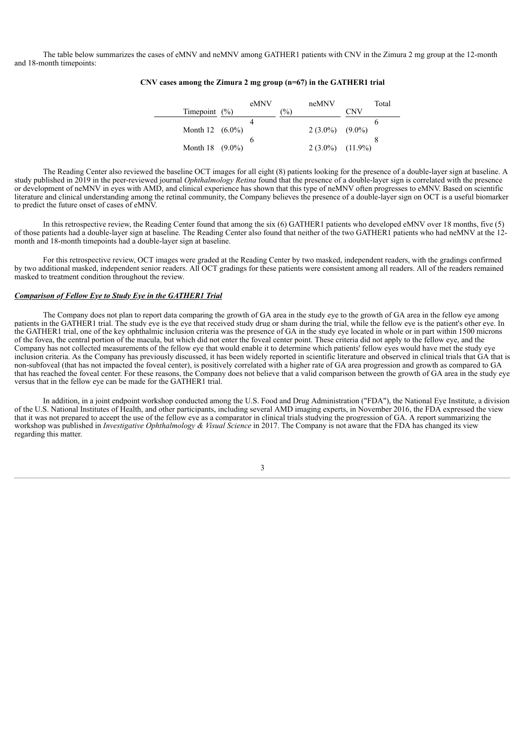The table below summarizes the cases of eMNV and neMNV among GATHER1 patients with CNV in the Zimura 2 mg group at the 12-month and 18-month timepoints:

**CNV cases among the Zimura 2 mg group (n=67) in the GATHER1 trial**

| Timepoint | eMNV (%) | neMNV (%) | Total CNV |
|---|---|---|---|
| Month 12 | 4 (6.0%) | 2 (3.0%) | 6 (9.0%) |
| Month 18 | 6 (9.0%) | 2 (3.0%) | 8 (11.9%) |

The Reading Center also reviewed the baseline OCT images for all eight (8) patients looking for the presence of a double-layer sign at baseline. A study published in 2019 in the peer-reviewed journal *Ophthalmology Retina* found that the presence of a double-layer sign is correlated with the presence or development of neMNV in eyes with AMD, and clinical experience has shown that this type of neMNV often progresses to eMNV. Based on scientific literature and clinical understanding among the retinal community, the Company believes the presence of a double-layer sign on OCT is a useful biomarker to predict the future onset of cases of eMNV.

In this retrospective review, the Reading Center found that among the six (6) GATHER1 patients who developed eMNV over 18 months, five (5) of those patients had a double-layer sign at baseline. The Reading Center also found that neither of the two GATHER1 patients who had neMNV at the 12-month and 18-month timepoints had a double-layer sign at baseline.

For this retrospective review, OCT images were graded at the Reading Center by two masked, independent readers, with the gradings confirmed by two additional masked, independent senior readers. All OCT gradings for these patients were consistent among all readers. All of the readers remained masked to treatment condition throughout the review.

***Comparison of Fellow Eye to Study Eye in the GATHER1 Trial***

The Company does not plan to report data comparing the growth of GA area in the study eye to the growth of GA area in the fellow eye among patients in the GATHER1 trial. The study eye is the eye that received study drug or sham during the trial, while the fellow eye is the patient's other eye. In the GATHER1 trial, one of the key ophthalmic inclusion criteria was the presence of GA in the study eye located in whole or in part within 1500 microns of the fovea, the central portion of the macula, but which did not enter the foveal center point. These criteria did not apply to the fellow eye, and the Company has not collected measurements of the fellow eye that would enable it to determine which patients' fellow eyes would have met the study eye inclusion criteria. As the Company has previously discussed, it has been widely reported in scientific literature and observed in clinical trials that GA that is non-subfoveal (that has not impacted the foveal center), is positively correlated with a higher rate of GA area progression and growth as compared to GA that has reached the foveal center. For these reasons, the Company does not believe that a valid comparison between the growth of GA area in the study eye versus that in the fellow eye can be made for the GATHER1 trial.

In addition, in a joint endpoint workshop conducted among the U.S. Food and Drug Administration ("FDA"), the National Eye Institute, a division of the U.S. National Institutes of Health, and other participants, including several AMD imaging experts, in November 2016, the FDA expressed the view that it was not prepared to accept the use of the fellow eye as a comparator in clinical trials studying the progression of GA. A report summarizing the workshop was published in *Investigative Ophthalmology & Visual Science* in 2017. The Company is not aware that the FDA has changed its view regarding this matter.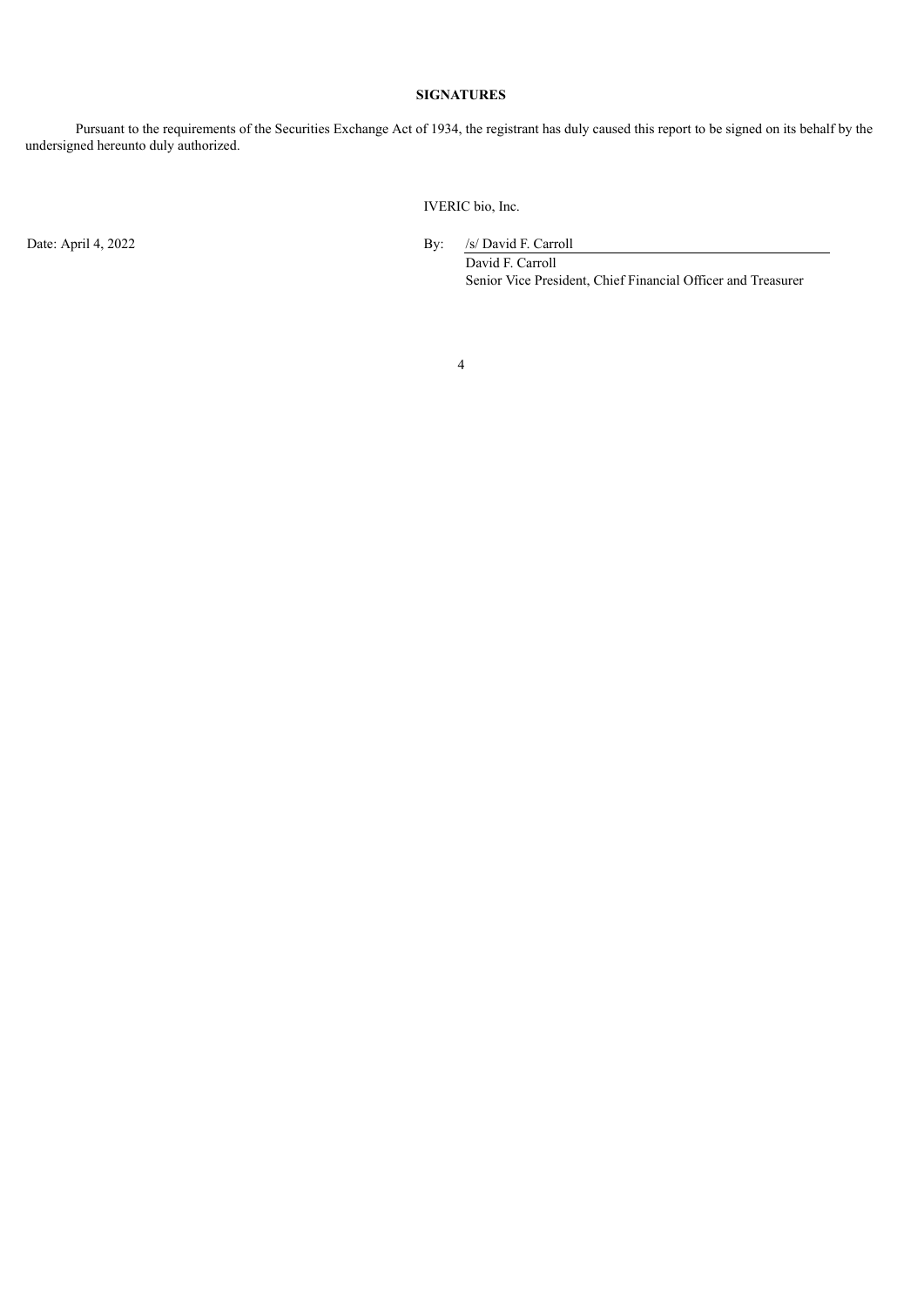**SIGNATURES**

Pursuant to the requirements of the Securities Exchange Act of 1934, the registrant has duly caused this report to be signed on its behalf by the undersigned hereunto duly authorized.

IVERIC bio, Inc.

Date: April 4, 2022

By: /s/ David F. Carroll
David F. Carroll
Senior Vice President, Chief Financial Officer and Treasurer